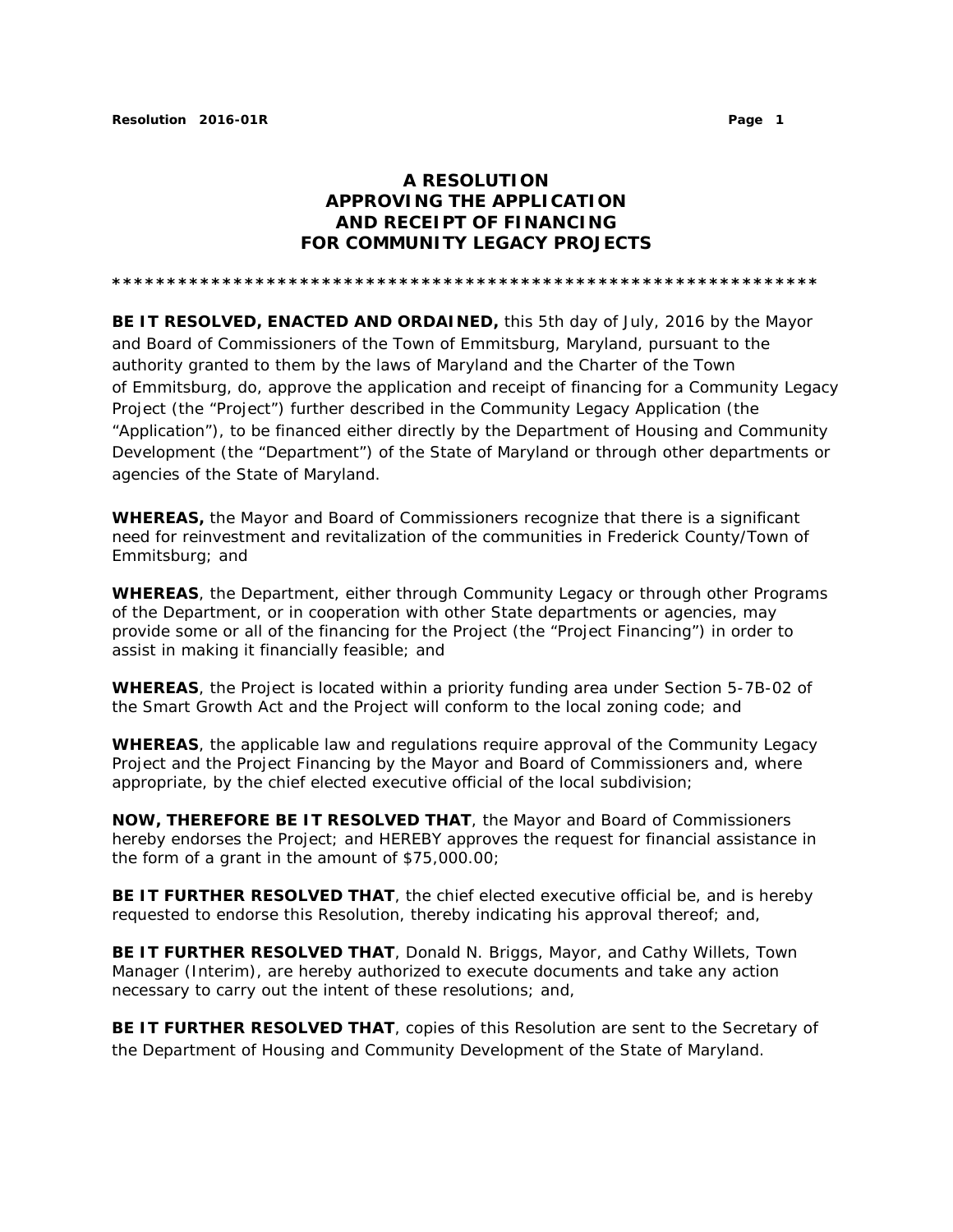# A RESOLUTION APPROVING THE APPLICATION AND RECEIPT OF FINANCING FOR COMMUNITY LEGACY PROJECTS

*****************************************************************

**BE IT RESOLVED, ENACTED AND ORDAINED,** this 5th day of July, 2016 by the Mayor and Board of Commissioners of the Town of Emmitsburg, Maryland, pursuant to the authority granted to them by the laws of Maryland and the Charter of the Town of Emmitsburg, do, approve the application and receipt of financing for a Community Legacy Project (the "Project") further described in the Community Legacy Application (the "Application"), to be financed either directly by the Department of Housing and Community Development (the "Department") of the State of Maryland or through other departments or agencies of the State of Maryland.

**WHEREAS,** the Mayor and Board of Commissioners recognize that there is a significant need for reinvestment and revitalization of the communities in Frederick County/Town of Emmitsburg; and

**WHEREAS**, the Department, either through Community Legacy or through other Programs of the Department, or in cooperation with other State departments or agencies, may provide some or all of the financing for the Project (the "Project Financing") in order to assist in making it financially feasible; and

**WHEREAS**, the Project is located within a priority funding area under Section 5-7B-02 of the Smart Growth Act and the Project will conform to the local zoning code; and

**WHEREAS**, the applicable law and regulations require approval of the Community Legacy Project and the Project Financing by the Mayor and Board of Commissioners and, where appropriate, by the chief elected executive official of the local subdivision;

**NOW, THEREFORE BE IT RESOLVED THAT**, the Mayor and Board of Commissioners hereby endorses the Project; and HEREBY approves the request for financial assistance in the form of a grant in the amount of $75,000.00;

**BE IT FURTHER RESOLVED THAT**, the chief elected executive official be, and is hereby requested to endorse this Resolution, thereby indicating his approval thereof; and,

**BE IT FURTHER RESOLVED THAT**, Donald N. Briggs, Mayor, and Cathy Willets, Town Manager (Interim), are hereby authorized to execute documents and take any action necessary to carry out the intent of these resolutions; and,

**BE IT FURTHER RESOLVED THAT**, copies of this Resolution are sent to the Secretary of the Department of Housing and Community Development of the State of Maryland.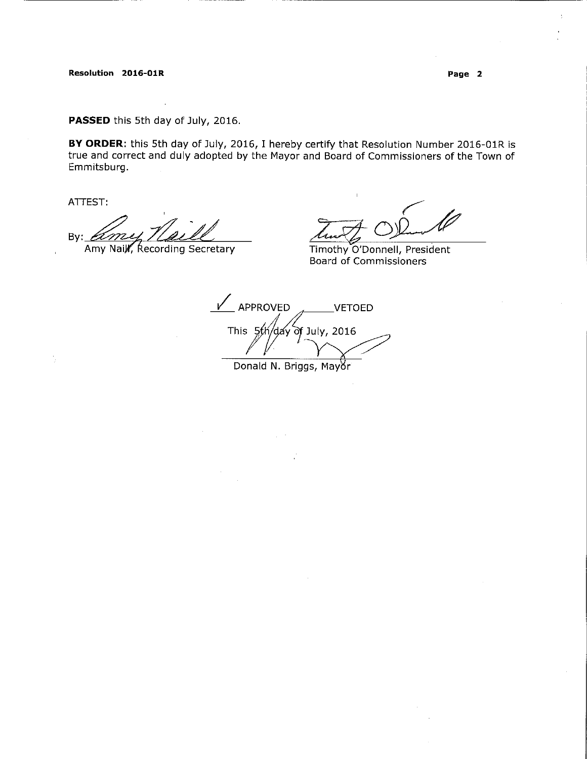**PASSED** this 5th day of July, 2016.

**BY ORDER**: this 5th day of July, 2016, I hereby certify that Resolution Number 2016-01R is true and correct and duly adopted by the Mayor and Board of Commissioners of the Town of Emmitsburg.

ATTEST:

By: ______________________
Amy Naill, Recording Secretary

______________________
Timothy O'Donnell, President
Board of Commissioners

✓ APPROVED ______ VETOED

This 5th day of July, 2016

______________________
Donald N. Briggs, Mayor